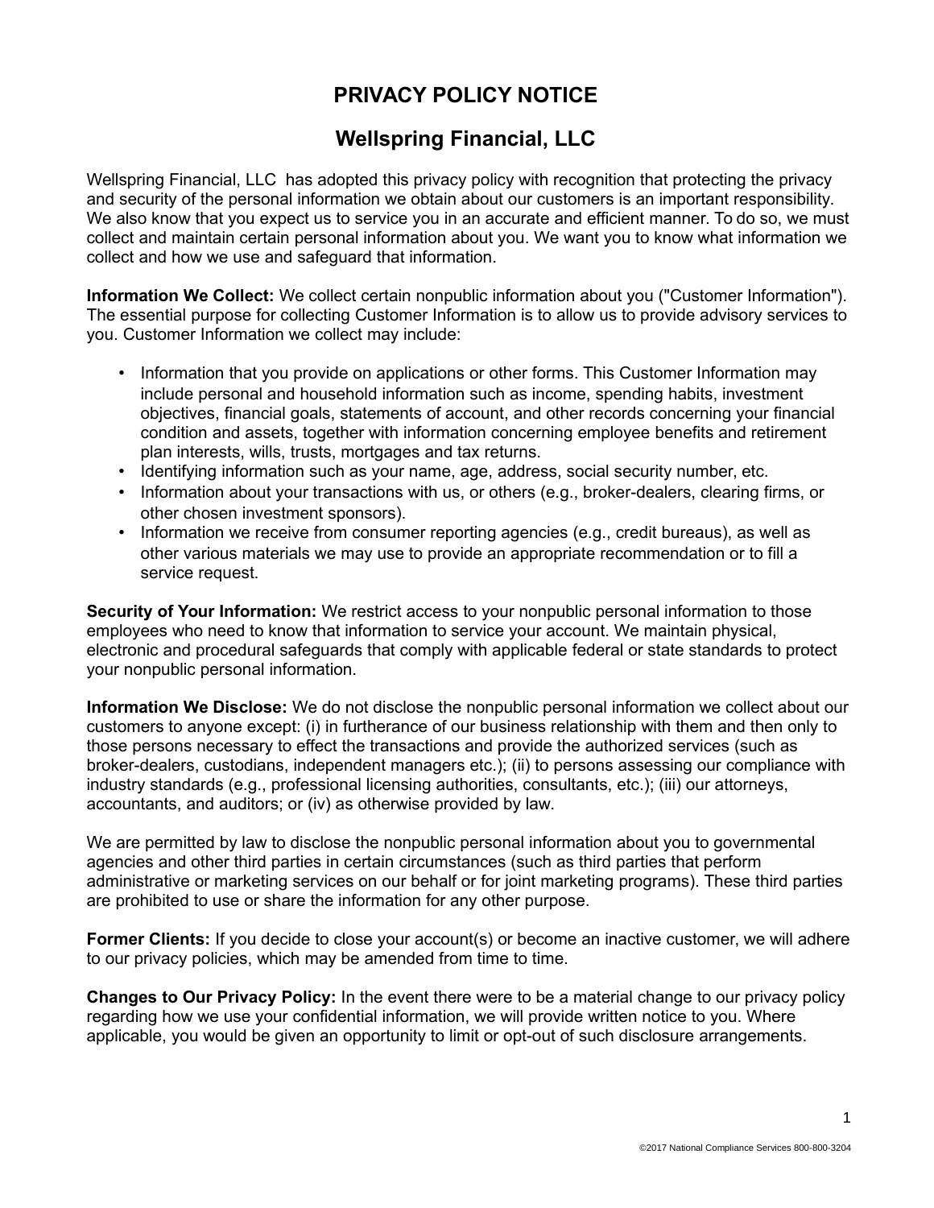# PRIVACY POLICY NOTICE

## Wellspring Financial, LLC

Wellspring Financial, LLC has adopted this privacy policy with recognition that protecting the privacy and security of the personal information we obtain about our customers is an important responsibility. We also know that you expect us to service you in an accurate and efficient manner. To do so, we must collect and maintain certain personal information about you. We want you to know what information we collect and how we use and safeguard that information.

**Information We Collect:** We collect certain nonpublic information about you ("Customer Information"). The essential purpose for collecting Customer Information is to allow us to provide advisory services to you. Customer Information we collect may include:

- Information that you provide on applications or other forms. This Customer Information may include personal and household information such as income, spending habits, investment objectives, financial goals, statements of account, and other records concerning your financial condition and assets, together with information concerning employee benefits and retirement plan interests, wills, trusts, mortgages and tax returns.
- Identifying information such as your name, age, address, social security number, etc.
- Information about your transactions with us, or others (e.g., broker-dealers, clearing firms, or other chosen investment sponsors).
- Information we receive from consumer reporting agencies (e.g., credit bureaus), as well as other various materials we may use to provide an appropriate recommendation or to fill a service request.

**Security of Your Information:** We restrict access to your nonpublic personal information to those employees who need to know that information to service your account. We maintain physical, electronic and procedural safeguards that comply with applicable federal or state standards to protect your nonpublic personal information.

**Information We Disclose:** We do not disclose the nonpublic personal information we collect about our customers to anyone except: (i) in furtherance of our business relationship with them and then only to those persons necessary to effect the transactions and provide the authorized services (such as broker-dealers, custodians, independent managers etc.); (ii) to persons assessing our compliance with industry standards (e.g., professional licensing authorities, consultants, etc.); (iii) our attorneys, accountants, and auditors; or (iv) as otherwise provided by law.

We are permitted by law to disclose the nonpublic personal information about you to governmental agencies and other third parties in certain circumstances (such as third parties that perform administrative or marketing services on our behalf or for joint marketing programs). These third parties are prohibited to use or share the information for any other purpose.

**Former Clients:** If you decide to close your account(s) or become an inactive customer, we will adhere to our privacy policies, which may be amended from time to time.

**Changes to Our Privacy Policy:** In the event there were to be a material change to our privacy policy regarding how we use your confidential information, we will provide written notice to you. Where applicable, you would be given an opportunity to limit or opt-out of such disclosure arrangements.

©2017 National Compliance Services 800-800-3204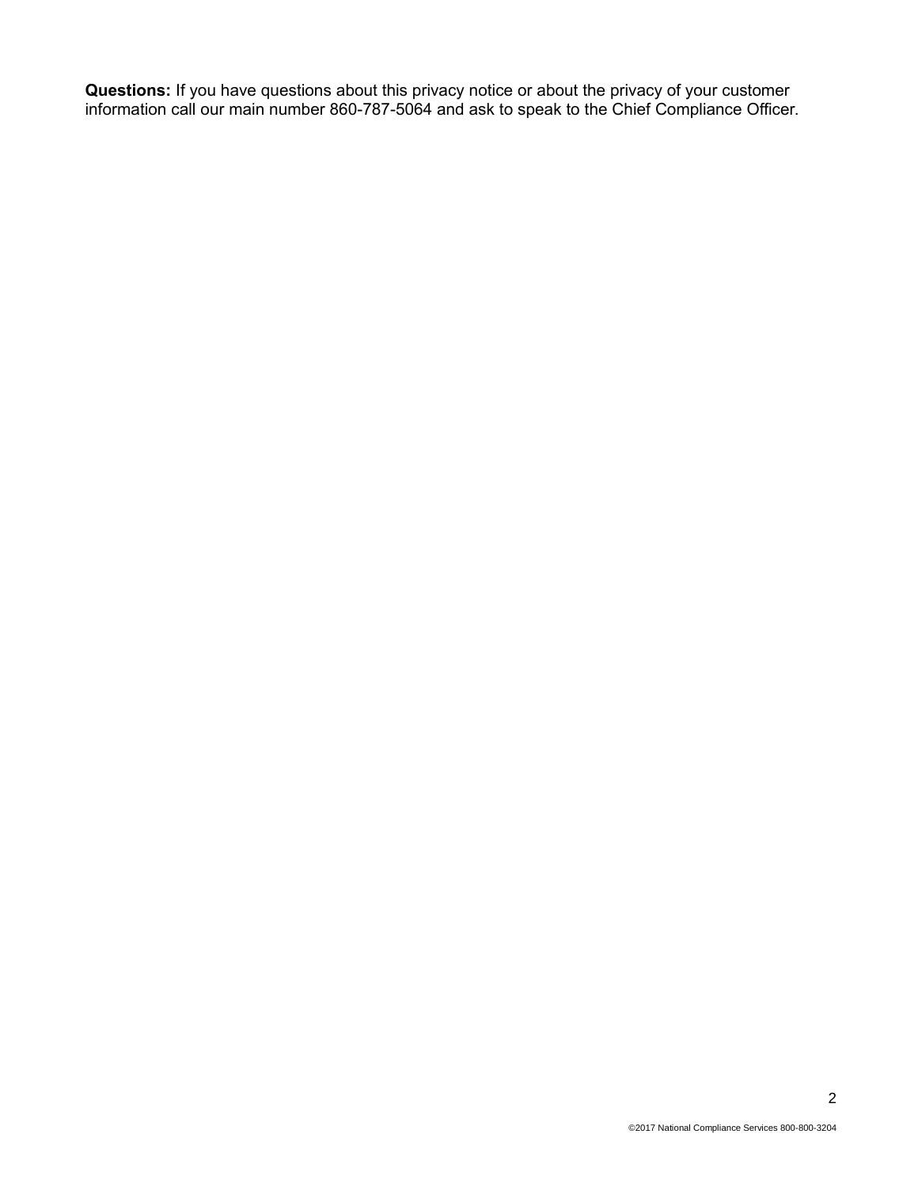**Questions:** If you have questions about this privacy notice or about the privacy of your customer information call our main number 860-787-5064 and ask to speak to the Chief Compliance Officer.